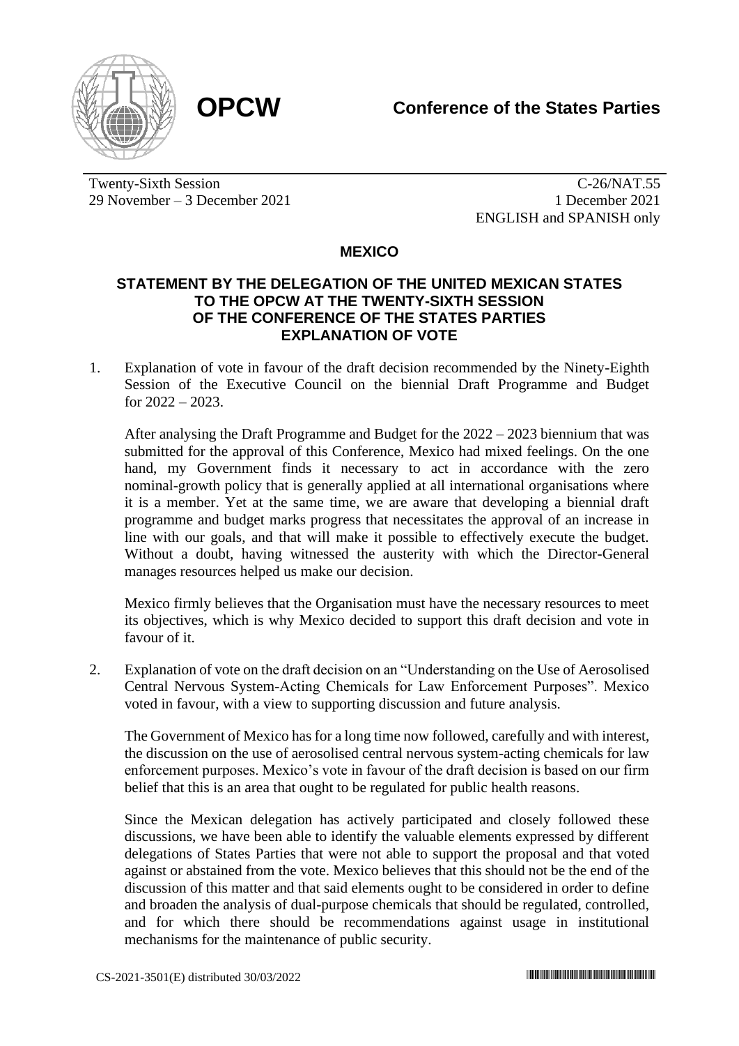**OPCW**

**Conference of the States Parties**

Twenty-Sixth Session
29 November – 3 December 2021

C-26/NAT.55
1 December 2021
ENGLISH and SPANISH only

## MEXICO

### STATEMENT BY THE DELEGATION OF THE UNITED MEXICAN STATES TO THE OPCW AT THE TWENTY-SIXTH SESSION OF THE CONFERENCE OF THE STATES PARTIES EXPLANATION OF VOTE

1. Explanation of vote in favour of the draft decision recommended by the Ninety-Eighth Session of the Executive Council on the biennial Draft Programme and Budget for 2022 – 2023.

   After analysing the Draft Programme and Budget for the 2022 – 2023 biennium that was submitted for the approval of this Conference, Mexico had mixed feelings. On the one hand, my Government finds it necessary to act in accordance with the zero nominal-growth policy that is generally applied at all international organisations where it is a member. Yet at the same time, we are aware that developing a biennial draft programme and budget marks progress that necessitates the approval of an increase in line with our goals, and that will make it possible to effectively execute the budget. Without a doubt, having witnessed the austerity with which the Director-General manages resources helped us make our decision.

   Mexico firmly believes that the Organisation must have the necessary resources to meet its objectives, which is why Mexico decided to support this draft decision and vote in favour of it.

2. Explanation of vote on the draft decision on an "Understanding on the Use of Aerosolised Central Nervous System-Acting Chemicals for Law Enforcement Purposes". Mexico voted in favour, with a view to supporting discussion and future analysis.

   The Government of Mexico has for a long time now followed, carefully and with interest, the discussion on the use of aerosolised central nervous system-acting chemicals for law enforcement purposes. Mexico's vote in favour of the draft decision is based on our firm belief that this is an area that ought to be regulated for public health reasons.

   Since the Mexican delegation has actively participated and closely followed these discussions, we have been able to identify the valuable elements expressed by different delegations of States Parties that were not able to support the proposal and that voted against or abstained from the vote. Mexico believes that this should not be the end of the discussion of this matter and that said elements ought to be considered in order to define and broaden the analysis of dual-purpose chemicals that should be regulated, controlled, and for which there should be recommendations against usage in institutional mechanisms for the maintenance of public security.

CS-2021-3501(E) distributed 30/03/2022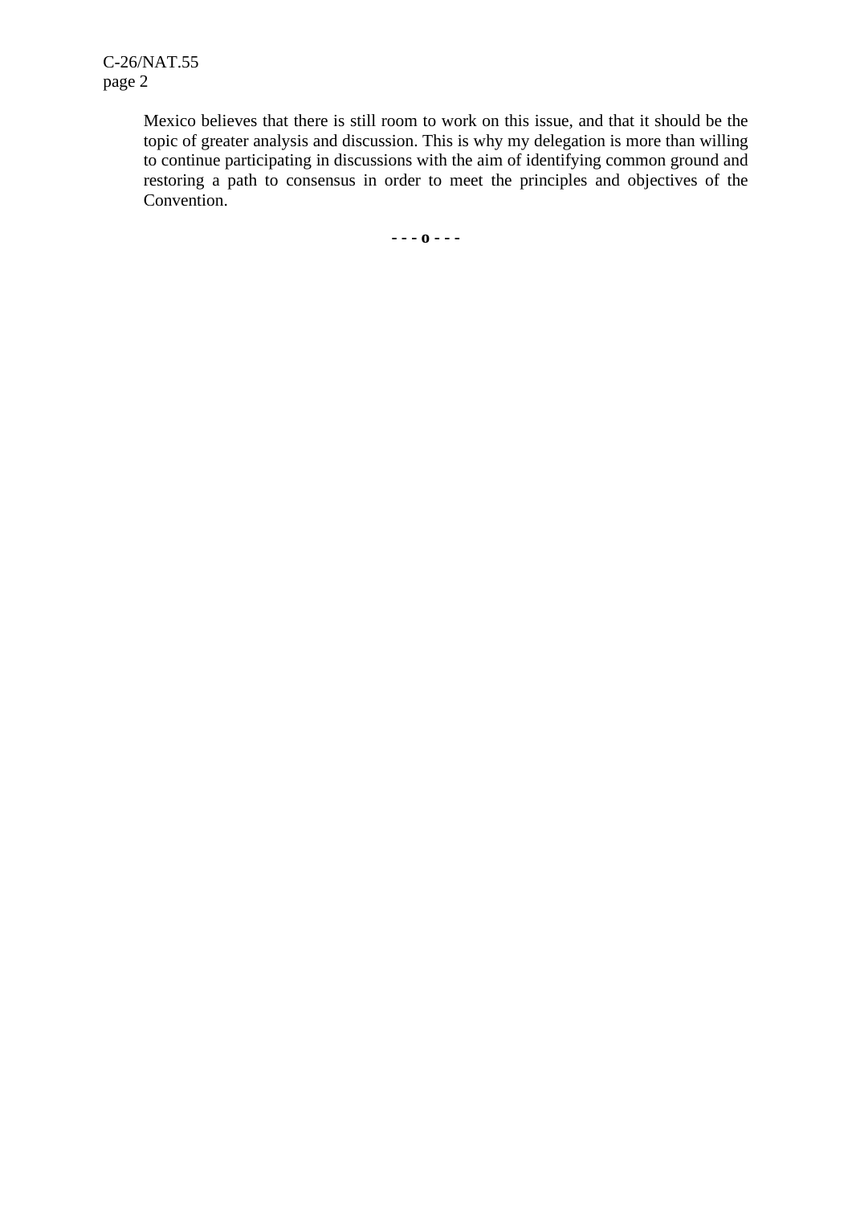Mexico believes that there is still room to work on this issue, and that it should be the topic of greater analysis and discussion. This is why my delegation is more than willing to continue participating in discussions with the aim of identifying common ground and restoring a path to consensus in order to meet the principles and objectives of the Convention.

**- - - o - - -**